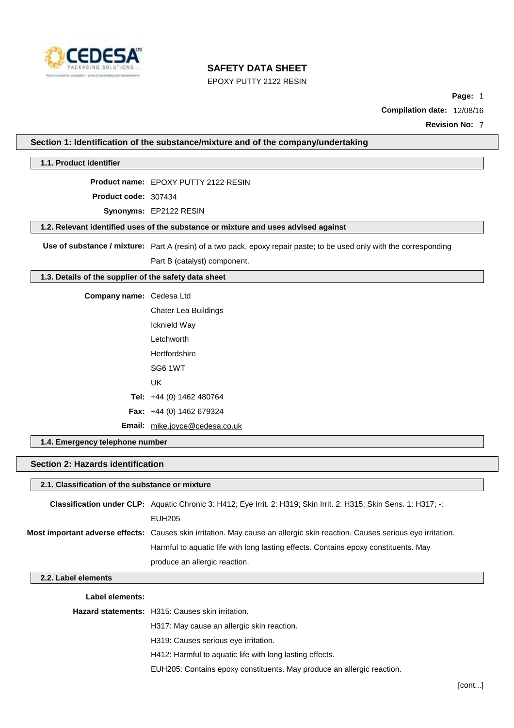# SAFETY DATA SHEET

EPOXY PUTTY 2122 RESIN

**Compilation date:** 12/08/16

**Revision No:** 7

## Section 1: Identification of the substance/mixture and of the company/undertaking

### 1.1. Product identifier

**Product name:** EPOXY PUTTY 2122 RESIN

**Product code:** 307434

**Synonyms:** EP2122 RESIN

### 1.2. Relevant identified uses of the substance or mixture and uses advised against

**Use of substance / mixture:** Part A (resin) of a two pack, epoxy repair paste; to be used only with the corresponding Part B (catalyst) component.

### 1.3. Details of the supplier of the safety data sheet

**Company name:** Cedesa Ltd

Chater Lea Buildings

Icknield Way

Letchworth

Hertfordshire

SG6 1WT

UK

**Tel:** +44 (0) 1462 480764

**Fax:** +44 (0) 1462 679324

**Email:** mike.joyce@cedesa.co.uk

### 1.4. Emergency telephone number

## Section 2: Hazards identification

### 2.1. Classification of the substance or mixture

**Classification under CLP:** Aquatic Chronic 3: H412; Eye Irrit. 2: H319; Skin Irrit. 2: H315; Skin Sens. 1: H317; -: EUH205

**Most important adverse effects:** Causes skin irritation. May cause an allergic skin reaction. Causes serious eye irritation. Harmful to aquatic life with long lasting effects. Contains epoxy constituents. May produce an allergic reaction.

### 2.2. Label elements

**Label elements:**

**Hazard statements:** H315: Causes skin irritation.

H317: May cause an allergic skin reaction.

H319: Causes serious eye irritation.

H412: Harmful to aquatic life with long lasting effects.

EUH205: Contains epoxy constituents. May produce an allergic reaction.

[cont...]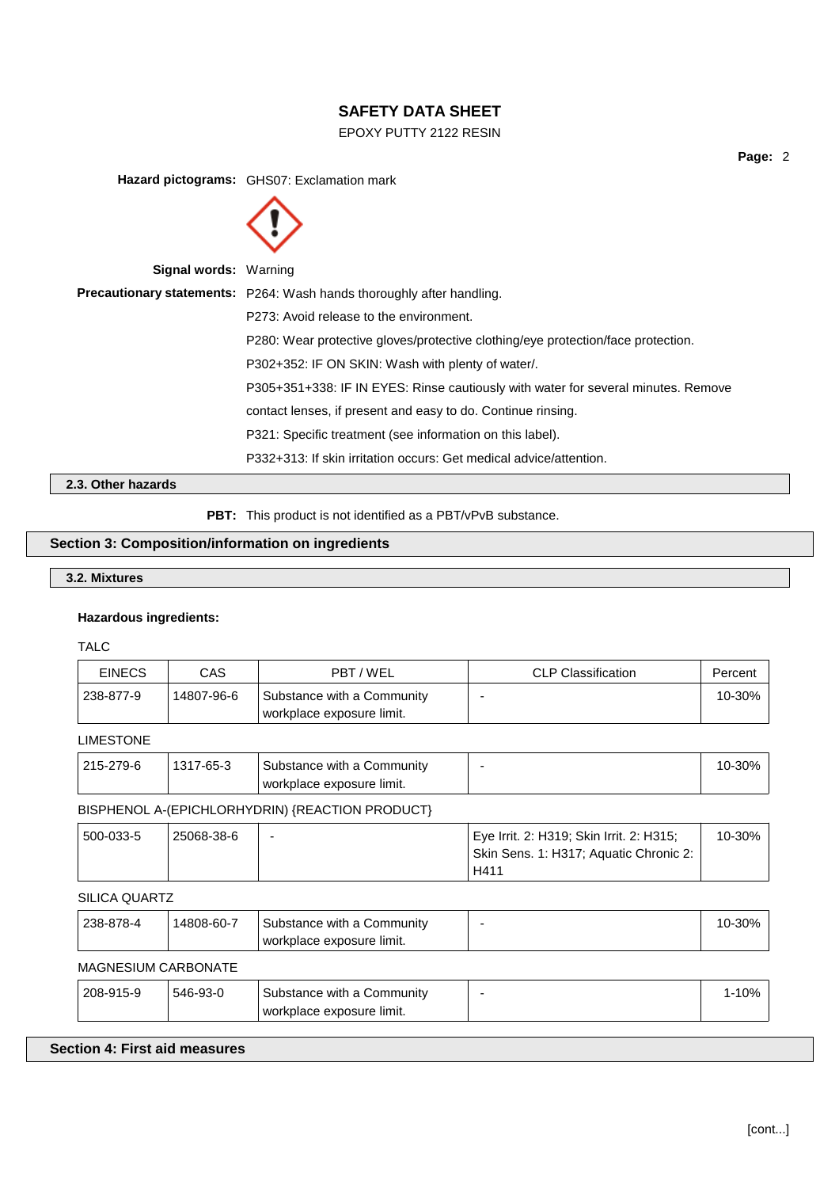**Hazard pictograms:** GHS07: Exclamation mark

**Signal words:** Warning

**Precautionary statements:** P264: Wash hands thoroughly after handling.

P273: Avoid release to the environment.

P280: Wear protective gloves/protective clothing/eye protection/face protection.

P302+352: IF ON SKIN: Wash with plenty of water/.

P305+351+338: IF IN EYES: Rinse cautiously with water for several minutes. Remove contact lenses, if present and easy to do. Continue rinsing.

P321: Specific treatment (see information on this label).

P332+313: If skin irritation occurs: Get medical advice/attention.

### 2.3. Other hazards

**PBT:** This product is not identified as a PBT/vPvB substance.

## Section 3: Composition/information on ingredients

### 3.2. Mixtures

**Hazardous ingredients:**

TALC

| EINECS | CAS | PBT / WEL | CLP Classification | Percent |
|---|---|---|---|---|
| 238-877-9 | 14807-96-6 | Substance with a Community workplace exposure limit. | - | 10-30% |

LIMESTONE

| EINECS | CAS | PBT / WEL | CLP Classification | Percent |
|---|---|---|---|---|
| 215-279-6 | 1317-65-3 | Substance with a Community workplace exposure limit. | - | 10-30% |

BISPHENOL A-(EPICHLORHYDRIN) {REACTION PRODUCT}

| EINECS | CAS | PBT / WEL | CLP Classification | Percent |
|---|---|---|---|---|
| 500-033-5 | 25068-38-6 | - | Eye Irrit. 2: H319; Skin Irrit. 2: H315; Skin Sens. 1: H317; Aquatic Chronic 2: H411 | 10-30% |

SILICA QUARTZ

| EINECS | CAS | PBT / WEL | CLP Classification | Percent |
|---|---|---|---|---|
| 238-878-4 | 14808-60-7 | Substance with a Community workplace exposure limit. | - | 10-30% |

MAGNESIUM CARBONATE

| EINECS | CAS | PBT / WEL | CLP Classification | Percent |
|---|---|---|---|---|
| 208-915-9 | 546-93-0 | Substance with a Community workplace exposure limit. | - | 1-10% |

## Section 4: First aid measures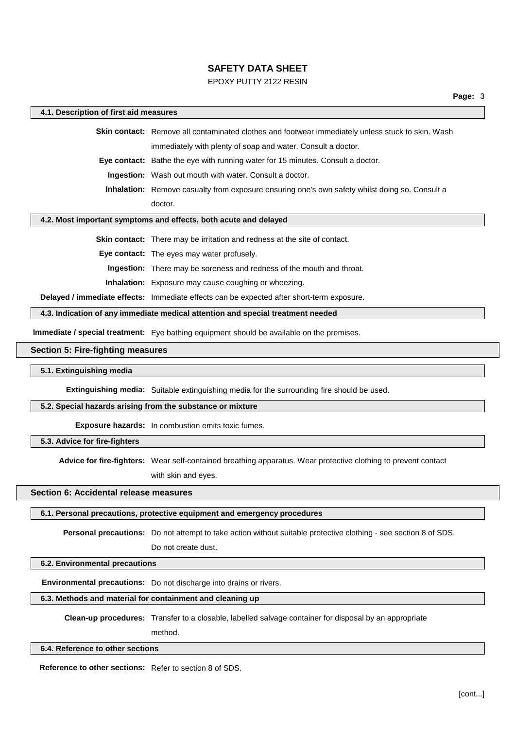### 4.1. Description of first aid measures

**Skin contact:** Remove all contaminated clothes and footwear immediately unless stuck to skin. Wash immediately with plenty of soap and water. Consult a doctor.

**Eye contact:** Bathe the eye with running water for 15 minutes. Consult a doctor.

**Ingestion:** Wash out mouth with water. Consult a doctor.

**Inhalation:** Remove casualty from exposure ensuring one's own safety whilst doing so. Consult a doctor.

### 4.2. Most important symptoms and effects, both acute and delayed

**Skin contact:** There may be irritation and redness at the site of contact.

**Eye contact:** The eyes may water profusely.

**Ingestion:** There may be soreness and redness of the mouth and throat.

**Inhalation:** Exposure may cause coughing or wheezing.

**Delayed / immediate effects:** Immediate effects can be expected after short-term exposure.

### 4.3. Indication of any immediate medical attention and special treatment needed

**Immediate / special treatment:** Eye bathing equipment should be available on the premises.

## Section 5: Fire-fighting measures

### 5.1. Extinguishing media

**Extinguishing media:** Suitable extinguishing media for the surrounding fire should be used.

### 5.2. Special hazards arising from the substance or mixture

**Exposure hazards:** In combustion emits toxic fumes.

### 5.3. Advice for fire-fighters

**Advice for fire-fighters:** Wear self-contained breathing apparatus. Wear protective clothing to prevent contact with skin and eyes.

## Section 6: Accidental release measures

### 6.1. Personal precautions, protective equipment and emergency procedures

**Personal precautions:** Do not attempt to take action without suitable protective clothing - see section 8 of SDS. Do not create dust.

### 6.2. Environmental precautions

**Environmental precautions:** Do not discharge into drains or rivers.

### 6.3. Methods and material for containment and cleaning up

**Clean-up procedures:** Transfer to a closable, labelled salvage container for disposal by an appropriate method.

### 6.4. Reference to other sections

**Reference to other sections:** Refer to section 8 of SDS.

[cont...]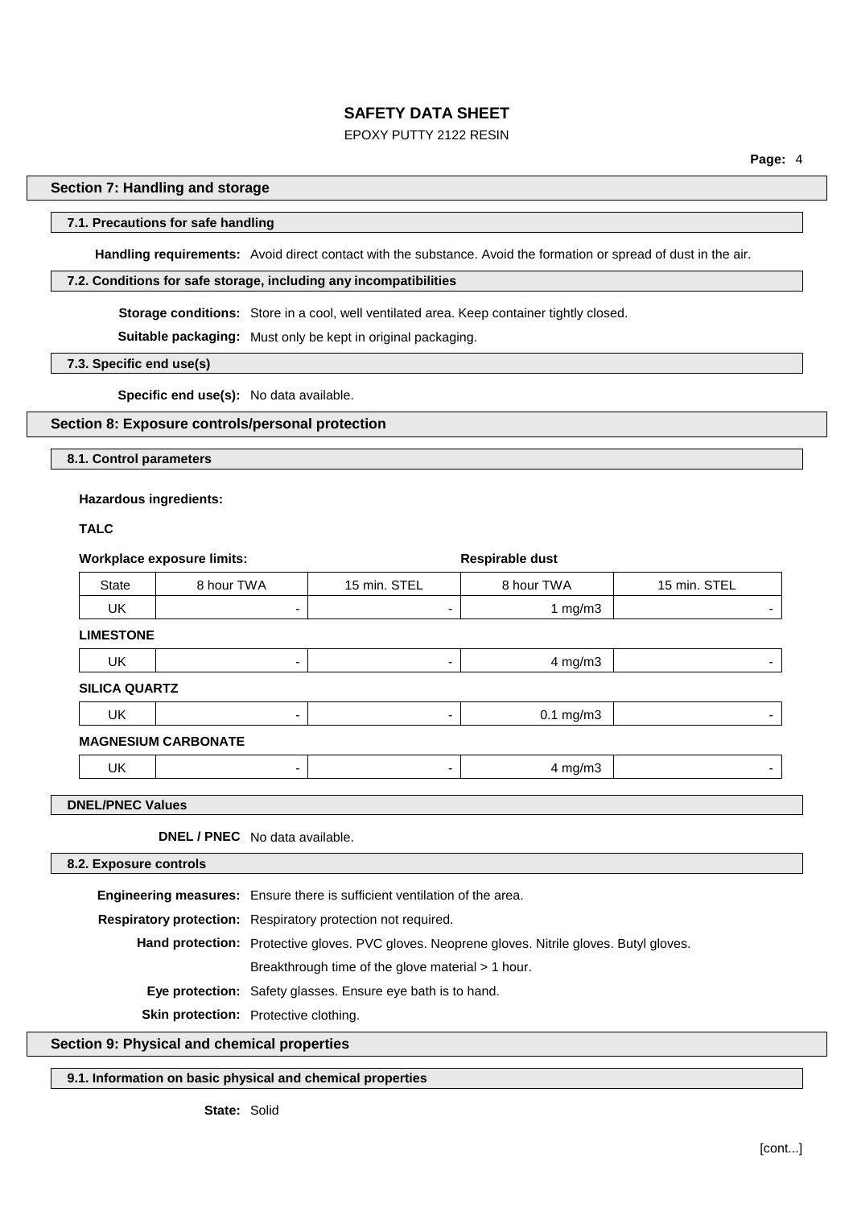## Section 7: Handling and storage

### 7.1. Precautions for safe handling

**Handling requirements:** Avoid direct contact with the substance. Avoid the formation or spread of dust in the air.

### 7.2. Conditions for safe storage, including any incompatibilities

**Storage conditions:** Store in a cool, well ventilated area. Keep container tightly closed.

**Suitable packaging:** Must only be kept in original packaging.

### 7.3. Specific end use(s)

**Specific end use(s):** No data available.

## Section 8: Exposure controls/personal protection

### 8.1. Control parameters

**Hazardous ingredients:**

**TALC**

**Workplace exposure limits:** / **Respirable dust**

| State | 8 hour TWA | 15 min. STEL | 8 hour TWA | 15 min. STEL |
|---|---|---|---|---|
| UK | - | - | 1 mg/m3 | - |

**LIMESTONE**

| State | 8 hour TWA | 15 min. STEL | 8 hour TWA | 15 min. STEL |
|---|---|---|---|---|
| UK | - | - | 4 mg/m3 | - |

**SILICA QUARTZ**

| State | 8 hour TWA | 15 min. STEL | 8 hour TWA | 15 min. STEL |
|---|---|---|---|---|
| UK | - | - | 0.1 mg/m3 | - |

**MAGNESIUM CARBONATE**

| State | 8 hour TWA | 15 min. STEL | 8 hour TWA | 15 min. STEL |
|---|---|---|---|---|
| UK | - | - | 4 mg/m3 | - |

### DNEL/PNEC Values

**DNEL / PNEC** No data available.

### 8.2. Exposure controls

**Engineering measures:** Ensure there is sufficient ventilation of the area.

**Respiratory protection:** Respiratory protection not required.

**Hand protection:** Protective gloves. PVC gloves. Neoprene gloves. Nitrile gloves. Butyl gloves.
Breakthrough time of the glove material > 1 hour.

**Eye protection:** Safety glasses. Ensure eye bath is to hand.

**Skin protection:** Protective clothing.

## Section 9: Physical and chemical properties

### 9.1. Information on basic physical and chemical properties

**State:** Solid

[cont...]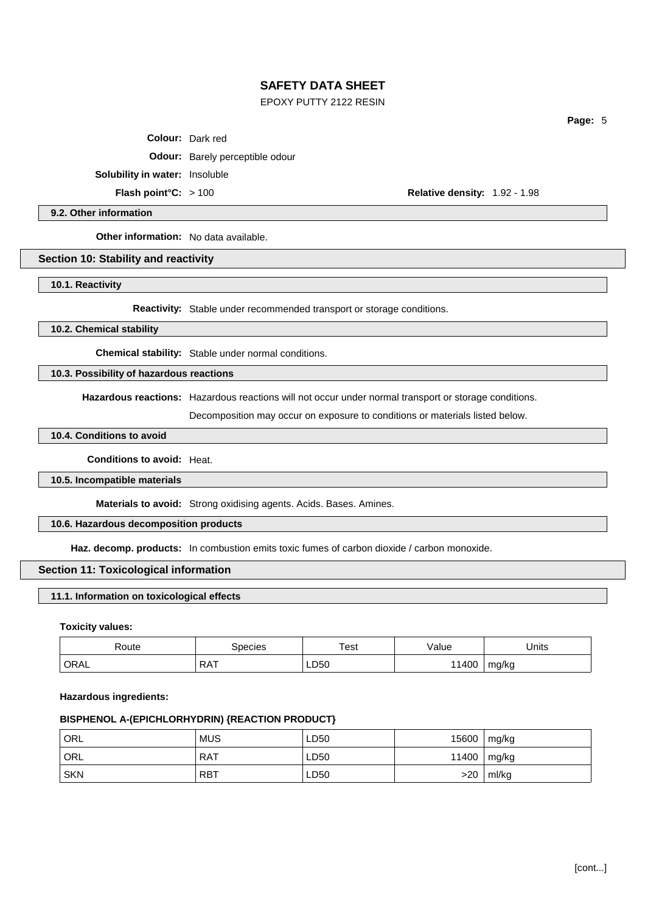**Colour:** Dark red

**Odour:** Barely perceptible odour

**Solubility in water:** Insoluble

**Flash point°C:** > 100 **Relative density:** 1.92 - 1.98

### 9.2. Other information

**Other information:** No data available.

## Section 10: Stability and reactivity

### 10.1. Reactivity

**Reactivity:** Stable under recommended transport or storage conditions.

### 10.2. Chemical stability

**Chemical stability:** Stable under normal conditions.

### 10.3. Possibility of hazardous reactions

**Hazardous reactions:** Hazardous reactions will not occur under normal transport or storage conditions.

Decomposition may occur on exposure to conditions or materials listed below.

### 10.4. Conditions to avoid

**Conditions to avoid:** Heat.

### 10.5. Incompatible materials

**Materials to avoid:** Strong oxidising agents. Acids. Bases. Amines.

### 10.6. Hazardous decomposition products

**Haz. decomp. products:** In combustion emits toxic fumes of carbon dioxide / carbon monoxide.

## Section 11: Toxicological information

### 11.1. Information on toxicological effects

**Toxicity values:**

| Route | Species | Test | Value | Units |
|---|---|---|---|---|
| ORAL | RAT | LD50 | 11400 | mg/kg |

**Hazardous ingredients:**

**BISPHENOL A-(EPICHLORHYDRIN) {REACTION PRODUCT}**

| Route | Species | Test | Value | Units |
|---|---|---|---|---|
| ORL | MUS | LD50 | 15600 | mg/kg |
| ORL | RAT | LD50 | 11400 | mg/kg |
| SKN | RBT | LD50 | >20 | ml/kg |

[cont...]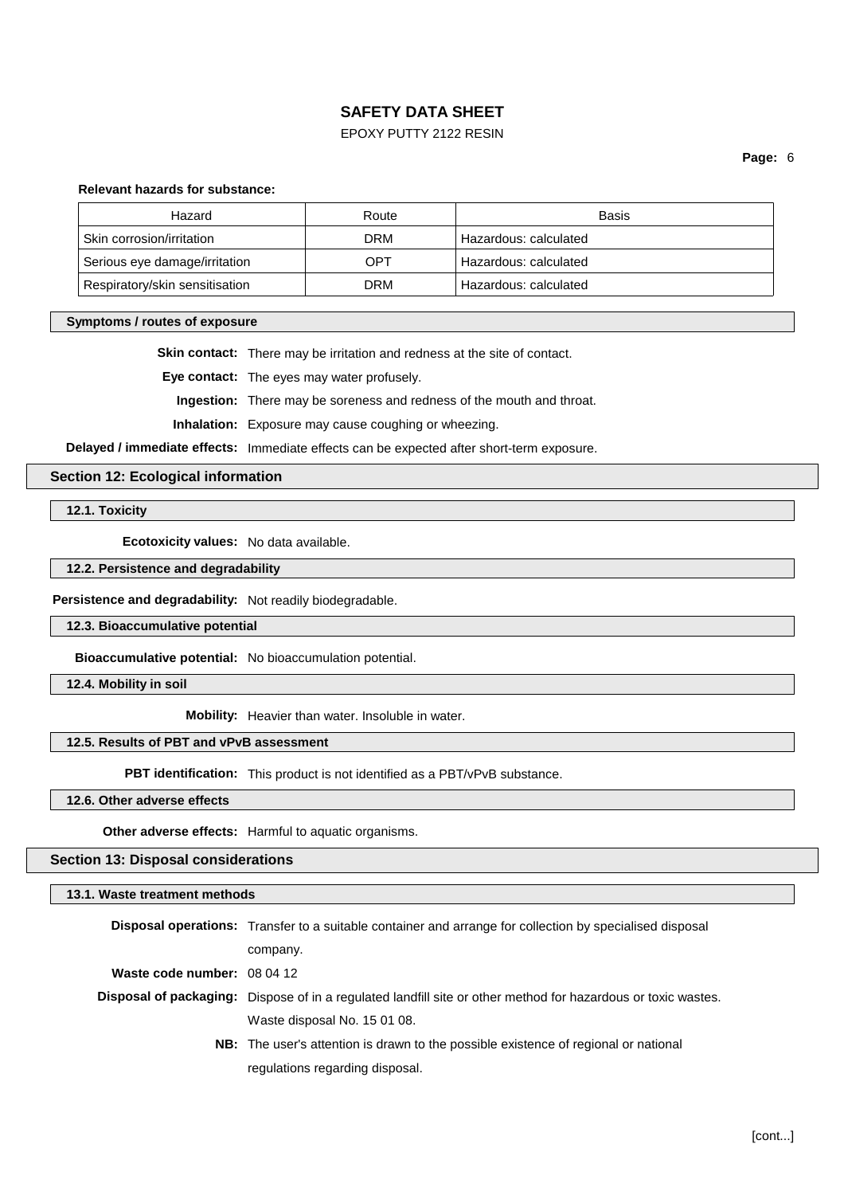**Relevant hazards for substance:**

| Hazard | Route | Basis |
| --- | --- | --- |
| Skin corrosion/irritation | DRM | Hazardous: calculated |
| Serious eye damage/irritation | OPT | Hazardous: calculated |
| Respiratory/skin sensitisation | DRM | Hazardous: calculated |

### Symptoms / routes of exposure

**Skin contact:** There may be irritation and redness at the site of contact.

**Eye contact:** The eyes may water profusely.

**Ingestion:** There may be soreness and redness of the mouth and throat.

**Inhalation:** Exposure may cause coughing or wheezing.

**Delayed / immediate effects:** Immediate effects can be expected after short-term exposure.

## Section 12: Ecological information

### 12.1. Toxicity

**Ecotoxicity values:** No data available.

### 12.2. Persistence and degradability

**Persistence and degradability:** Not readily biodegradable.

### 12.3. Bioaccumulative potential

**Bioaccumulative potential:** No bioaccumulation potential.

### 12.4. Mobility in soil

**Mobility:** Heavier than water. Insoluble in water.

### 12.5. Results of PBT and vPvB assessment

**PBT identification:** This product is not identified as a PBT/vPvB substance.

### 12.6. Other adverse effects

**Other adverse effects:** Harmful to aquatic organisms.

## Section 13: Disposal considerations

### 13.1. Waste treatment methods

**Disposal operations:** Transfer to a suitable container and arrange for collection by specialised disposal company.

**Waste code number:** 08 04 12

**Disposal of packaging:** Dispose of in a regulated landfill site or other method for hazardous or toxic wastes. Waste disposal No. 15 01 08.

**NB:** The user's attention is drawn to the possible existence of regional or national regulations regarding disposal.

[cont...]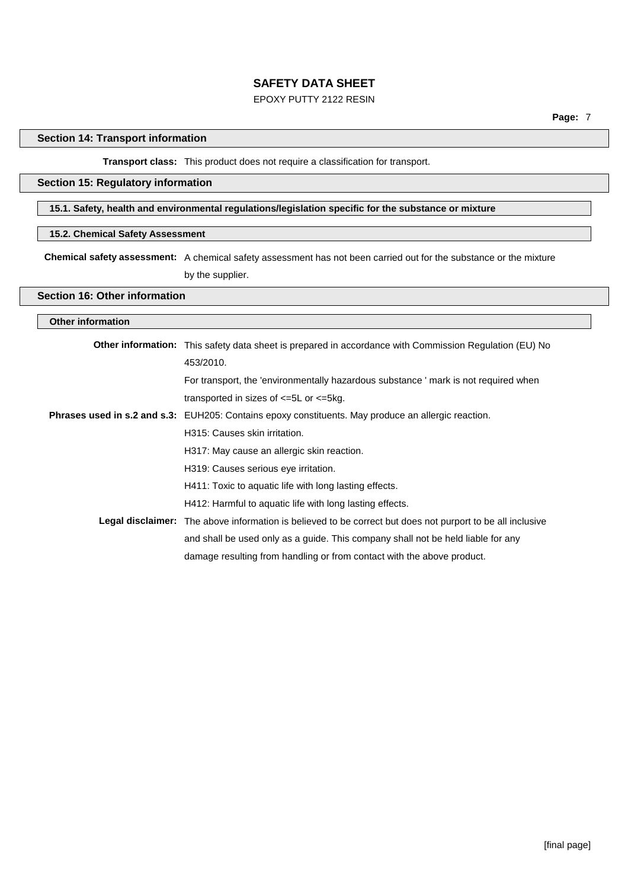## Section 14: Transport information

**Transport class:** This product does not require a classification for transport.

## Section 15: Regulatory information

### 15.1. Safety, health and environmental regulations/legislation specific for the substance or mixture

### 15.2. Chemical Safety Assessment

**Chemical safety assessment:** A chemical safety assessment has not been carried out for the substance or the mixture by the supplier.

## Section 16: Other information

### Other information

**Other information:** This safety data sheet is prepared in accordance with Commission Regulation (EU) No 453/2010.

For transport, the 'environmentally hazardous substance ' mark is not required when transported in sizes of <=5L or <=5kg.

**Phrases used in s.2 and s.3:** EUH205: Contains epoxy constituents. May produce an allergic reaction.

H315: Causes skin irritation.

H317: May cause an allergic skin reaction.

H319: Causes serious eye irritation.

H411: Toxic to aquatic life with long lasting effects.

H412: Harmful to aquatic life with long lasting effects.

**Legal disclaimer:** The above information is believed to be correct but does not purport to be all inclusive and shall be used only as a guide. This company shall not be held liable for any damage resulting from handling or from contact with the above product.

[final page]